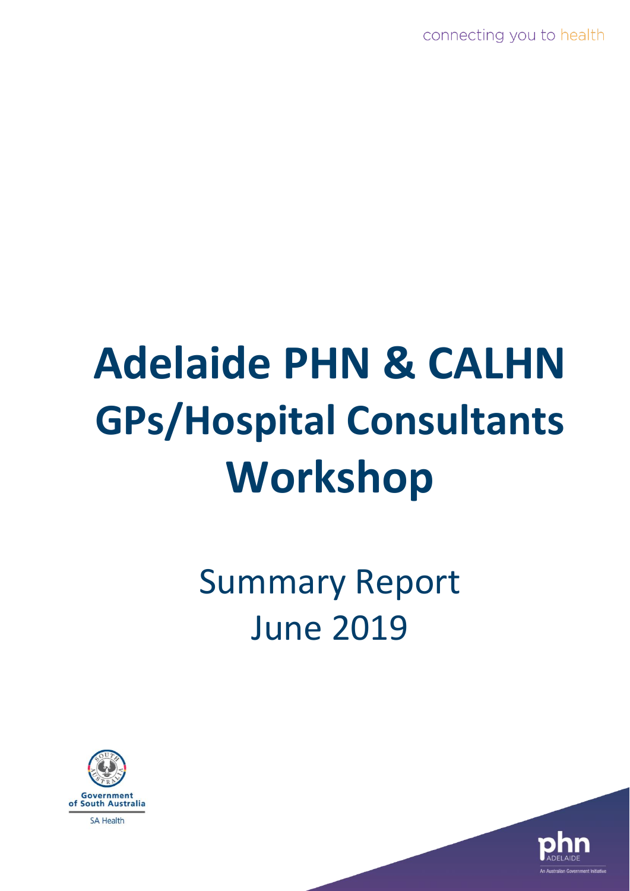connecting you to health

# Adelaide PHN & CALHN GPs/Hospital Consultants Workshop

Summary Report
June 2019

Government of South Australia

SA Health

phn ADELAIDE

An Australian Government Initiative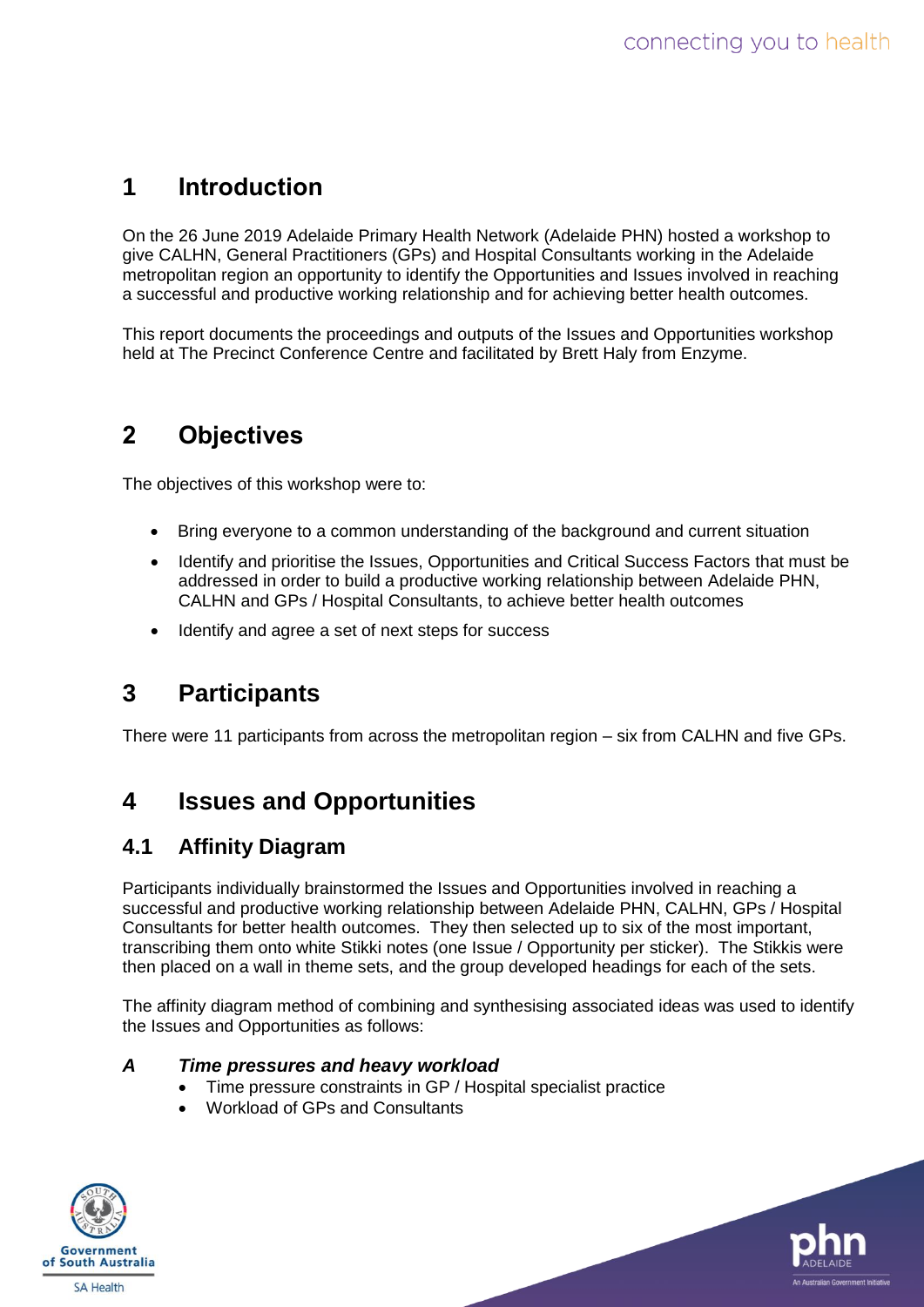# 1 Introduction

On the 26 June 2019 Adelaide Primary Health Network (Adelaide PHN) hosted a workshop to give CALHN, General Practitioners (GPs) and Hospital Consultants working in the Adelaide metropolitan region an opportunity to identify the Opportunities and Issues involved in reaching a successful and productive working relationship and for achieving better health outcomes.

This report documents the proceedings and outputs of the Issues and Opportunities workshop held at The Precinct Conference Centre and facilitated by Brett Haly from Enzyme.

# 2 Objectives

The objectives of this workshop were to:

- Bring everyone to a common understanding of the background and current situation
- Identify and prioritise the Issues, Opportunities and Critical Success Factors that must be addressed in order to build a productive working relationship between Adelaide PHN, CALHN and GPs / Hospital Consultants, to achieve better health outcomes
- Identify and agree a set of next steps for success

# 3 Participants

There were 11 participants from across the metropolitan region – six from CALHN and five GPs.

# 4 Issues and Opportunities

## 4.1 Affinity Diagram

Participants individually brainstormed the Issues and Opportunities involved in reaching a successful and productive working relationship between Adelaide PHN, CALHN, GPs / Hospital Consultants for better health outcomes. They then selected up to six of the most important, transcribing them onto white Stikki notes (one Issue / Opportunity per sticker). The Stikkis were then placed on a wall in theme sets, and the group developed headings for each of the sets.

The affinity diagram method of combining and synthesising associated ideas was used to identify the Issues and Opportunities as follows:

### *A Time pressures and heavy workload*

- Time pressure constraints in GP / Hospital specialist practice
- Workload of GPs and Consultants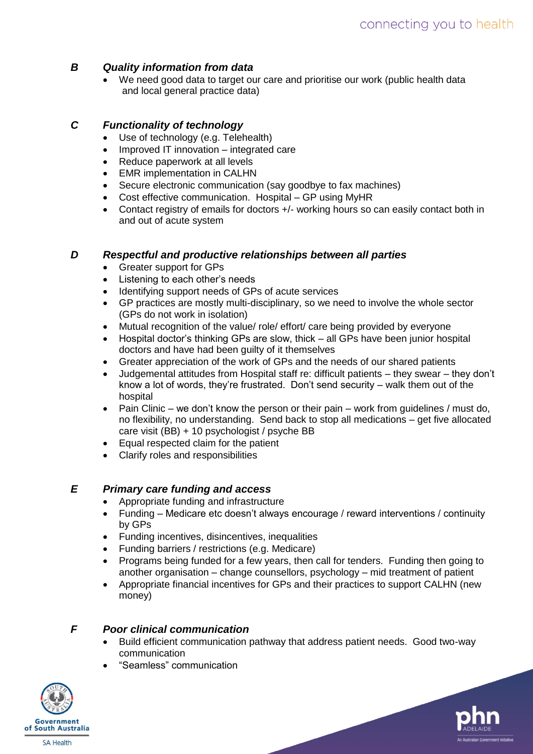### B *Quality information from data*

- We need good data to target our care and prioritise our work (public health data and local general practice data)

### C *Functionality of technology*

- Use of technology (e.g. Telehealth)
- Improved IT innovation – integrated care
- Reduce paperwork at all levels
- EMR implementation in CALHN
- Secure electronic communication (say goodbye to fax machines)
- Cost effective communication. Hospital – GP using MyHR
- Contact registry of emails for doctors +/- working hours so can easily contact both in and out of acute system

### D *Respectful and productive relationships between all parties*

- Greater support for GPs
- Listening to each other's needs
- Identifying support needs of GPs of acute services
- GP practices are mostly multi-disciplinary, so we need to involve the whole sector (GPs do not work in isolation)
- Mutual recognition of the value/ role/ effort/ care being provided by everyone
- Hospital doctor's thinking GPs are slow, thick – all GPs have been junior hospital doctors and have had been guilty of it themselves
- Greater appreciation of the work of GPs and the needs of our shared patients
- Judgemental attitudes from Hospital staff re: difficult patients – they swear – they don't know a lot of words, they're frustrated. Don't send security – walk them out of the hospital
- Pain Clinic – we don't know the person or their pain – work from guidelines / must do, no flexibility, no understanding. Send back to stop all medications – get five allocated care visit (BB) + 10 psychologist / psyche BB
- Equal respected claim for the patient
- Clarify roles and responsibilities

### E *Primary care funding and access*

- Appropriate funding and infrastructure
- Funding – Medicare etc doesn't always encourage / reward interventions / continuity by GPs
- Funding incentives, disincentives, inequalities
- Funding barriers / restrictions (e.g. Medicare)
- Programs being funded for a few years, then call for tenders. Funding then going to another organisation – change counsellors, psychology – mid treatment of patient
- Appropriate financial incentives for GPs and their practices to support CALHN (new money)

### F *Poor clinical communication*

- Build efficient communication pathway that address patient needs. Good two-way communication
- "Seamless" communication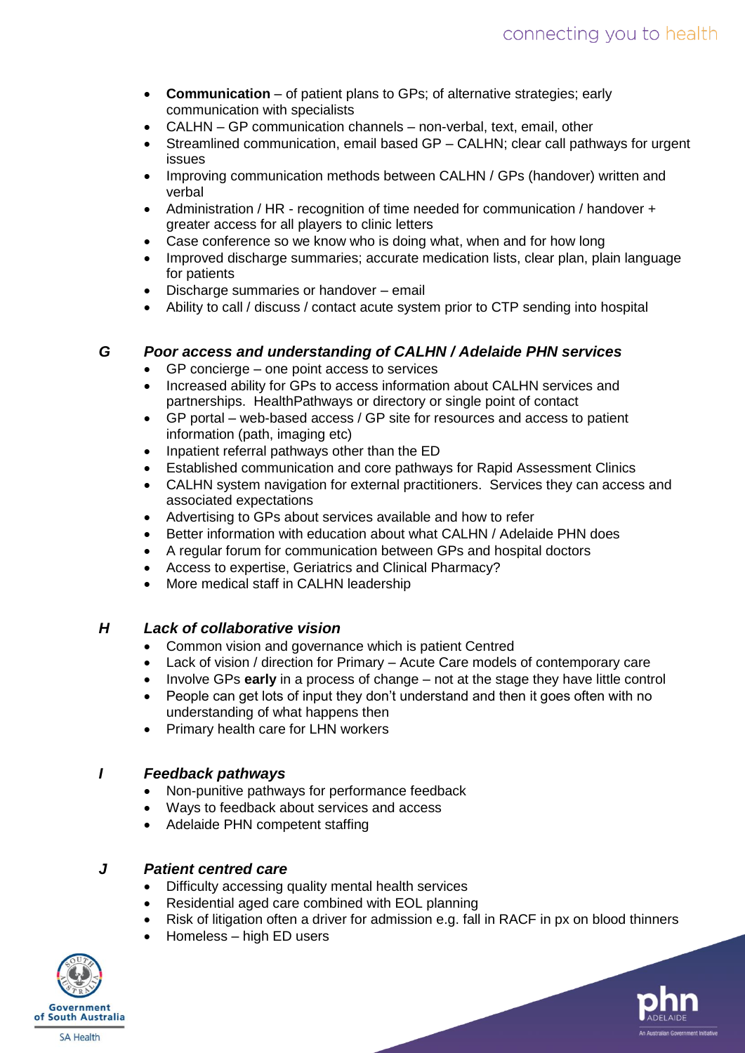- **Communication** – of patient plans to GPs; of alternative strategies; early communication with specialists
- CALHN – GP communication channels – non-verbal, text, email, other
- Streamlined communication, email based GP – CALHN; clear call pathways for urgent issues
- Improving communication methods between CALHN / GPs (handover) written and verbal
- Administration / HR - recognition of time needed for communication / handover + greater access for all players to clinic letters
- Case conference so we know who is doing what, when and for how long
- Improved discharge summaries; accurate medication lists, clear plan, plain language for patients
- Discharge summaries or handover – email
- Ability to call / discuss / contact acute system prior to CTP sending into hospital

### *G Poor access and understanding of CALHN / Adelaide PHN services*

- GP concierge – one point access to services
- Increased ability for GPs to access information about CALHN services and partnerships. HealthPathways or directory or single point of contact
- GP portal – web-based access / GP site for resources and access to patient information (path, imaging etc)
- Inpatient referral pathways other than the ED
- Established communication and core pathways for Rapid Assessment Clinics
- CALHN system navigation for external practitioners. Services they can access and associated expectations
- Advertising to GPs about services available and how to refer
- Better information with education about what CALHN / Adelaide PHN does
- A regular forum for communication between GPs and hospital doctors
- Access to expertise, Geriatrics and Clinical Pharmacy?
- More medical staff in CALHN leadership

### *H Lack of collaborative vision*

- Common vision and governance which is patient Centred
- Lack of vision / direction for Primary – Acute Care models of contemporary care
- Involve GPs **early** in a process of change – not at the stage they have little control
- People can get lots of input they don't understand and then it goes often with no understanding of what happens then
- Primary health care for LHN workers

### *I Feedback pathways*

- Non-punitive pathways for performance feedback
- Ways to feedback about services and access
- Adelaide PHN competent staffing

### *J Patient centred care*

- Difficulty accessing quality mental health services
- Residential aged care combined with EOL planning
- Risk of litigation often a driver for admission e.g. fall in RACF in px on blood thinners
- Homeless – high ED users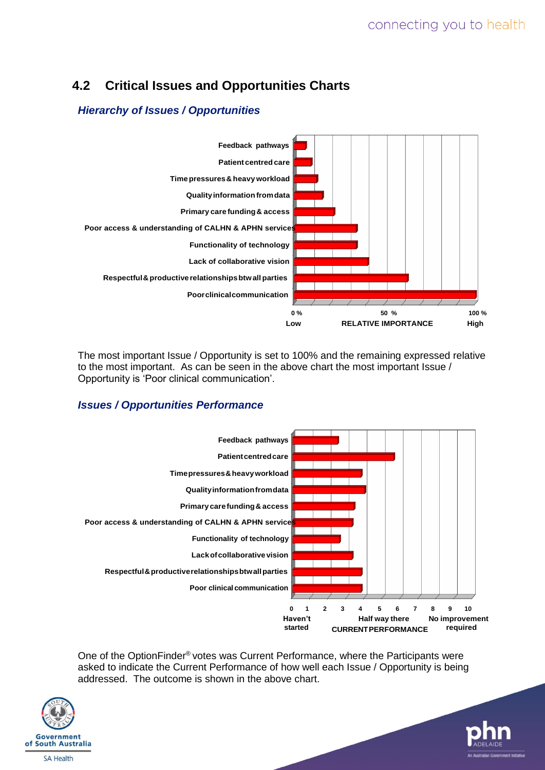## 4.2 Critical Issues and Opportunities Charts

### *Hierarchy of Issues / Opportunities*

| Issue / Opportunity | Relative Importance |
|---|---|
| Feedback pathways | |
| Patient centred care | |
| Time pressures & heavy workload | |
| Quality information from data | |
| Primary care funding & access | |
| Poor access & understanding of CALHN & APHN services | |
| Functionality of technology | |
| Lack of collaborative vision | |
| Respectful & productive relationships btw all parties | |
| Poor clinical communication | 100 % |

Relative importance scale: 0 % (Low) – 50 % – 100 % (High)

The most important Issue / Opportunity is set to 100% and the remaining expressed relative to the most important. As can be seen in the above chart the most important Issue / Opportunity is 'Poor clinical communication'.

### *Issues / Opportunities Performance*

| Issue / Opportunity | Current Performance |
|---|---|
| Feedback pathways | |
| Patient centred care | |
| Time pressures & heavy workload | |
| Quality information from data | |
| Primary care funding & access | |
| Poor access & understanding of CALHN & APHN services | |
| Functionality of technology | |
| Lack of collaborative vision | |
| Respectful & productive relationships btw all parties | |
| Poor clinical communication | |

Current performance scale: 0 (Haven't started) – 5 (Half way there) – 10 (No improvement required)

One of the OptionFinder® votes was Current Performance, where the Participants were asked to indicate the Current Performance of how well each Issue / Opportunity is being addressed. The outcome is shown in the above chart.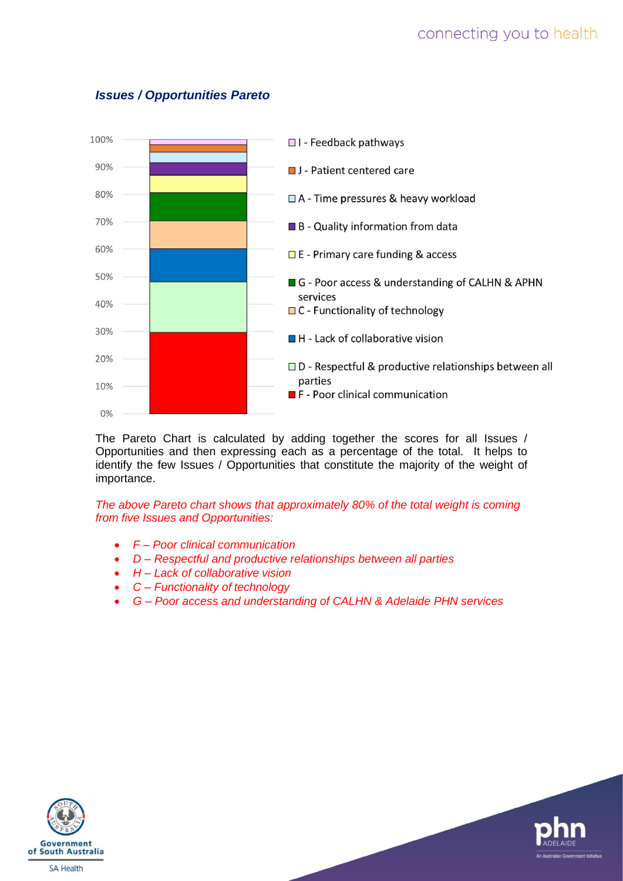## *Issues / Opportunities Pareto*

100%
90%
80%
70%
60%
50%
40%
30%
20%
10%
0%

I - Feedback pathways
J - Patient centered care
A - Time pressures & heavy workload
B - Quality information from data
E - Primary care funding & access
G - Poor access & understanding of CALHN & APHN services
C - Functionality of technology
H - Lack of collaborative vision
D - Respectful & productive relationships between all parties
F - Poor clinical communication

The Pareto Chart is calculated by adding together the scores for all Issues / Opportunities and then expressing each as a percentage of the total. It helps to identify the few Issues / Opportunities that constitute the majority of the weight of importance.

*The above Pareto chart shows that approximately 80% of the total weight is coming from five Issues and Opportunities:*

- *F – Poor clinical communication*
- *D – Respectful and productive relationships between all parties*
- *H – Lack of collaborative vision*
- *C – Functionality of technology*
- *G – Poor access and understanding of CALHN & Adelaide PHN services*